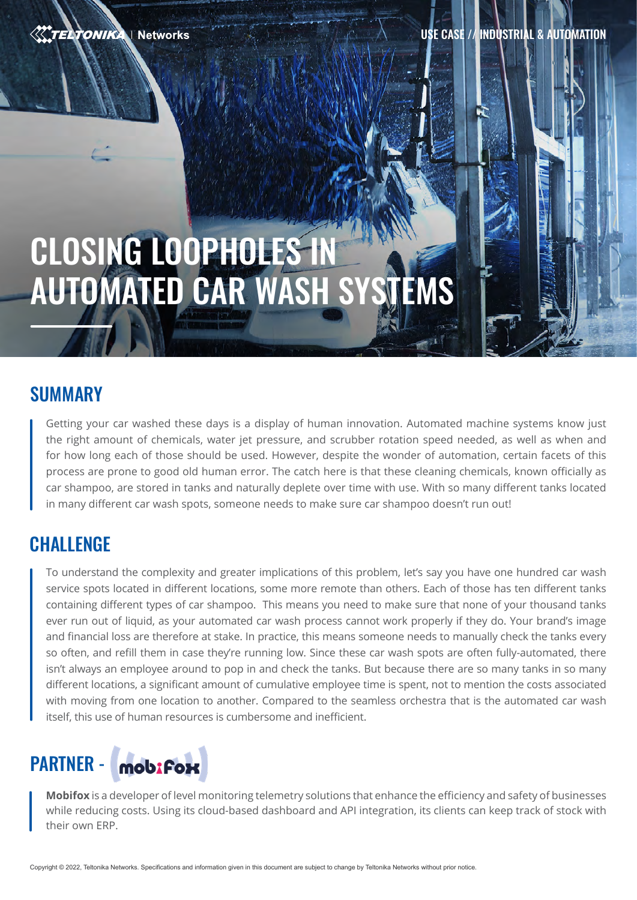USE CASE // INDUSTRIAL & AUTOMATION

# CLOSING LOOPHOLES IN AUTOMATED CAR WASH SYSTEMS

## SUMMARY

Getting your car washed these days is a display of human innovation. Automated machine systems know just the right amount of chemicals, water jet pressure, and scrubber rotation speed needed, as well as when and for how long each of those should be used. However, despite the wonder of automation, certain facets of this process are prone to good old human error. The catch here is that these cleaning chemicals, known officially as car shampoo, are stored in tanks and naturally deplete over time with use. With so many different tanks located in many different car wash spots, someone needs to make sure car shampoo doesn't run out!

## CHALLENGE

To understand the complexity and greater implications of this problem, let's say you have one hundred car wash service spots located in different locations, some more remote than others. Each of those has ten different tanks containing different types of car shampoo. This means you need to make sure that none of your thousand tanks ever run out of liquid, as your automated car wash process cannot work properly if they do. Your brand's image and financial loss are therefore at stake. In practice, this means someone needs to manually check the tanks every so often, and refill them in case they're running low. Since these car wash spots are often fully-automated, there isn't always an employee around to pop in and check the tanks. But because there are so many tanks in so many different locations, a significant amount of cumulative employee time is spent, not to mention the costs associated with moving from one location to another. Compared to the seamless orchestra that is the automated car wash itself, this use of human resources is cumbersome and inefficient.

## PARTNER - mobiFox

**Mobifox** is a developer of level monitoring telemetry solutions that enhance the efficiency and safety of businesses while reducing costs. Using its cloud-based dashboard and API integration, its clients can keep track of stock with their own ERP.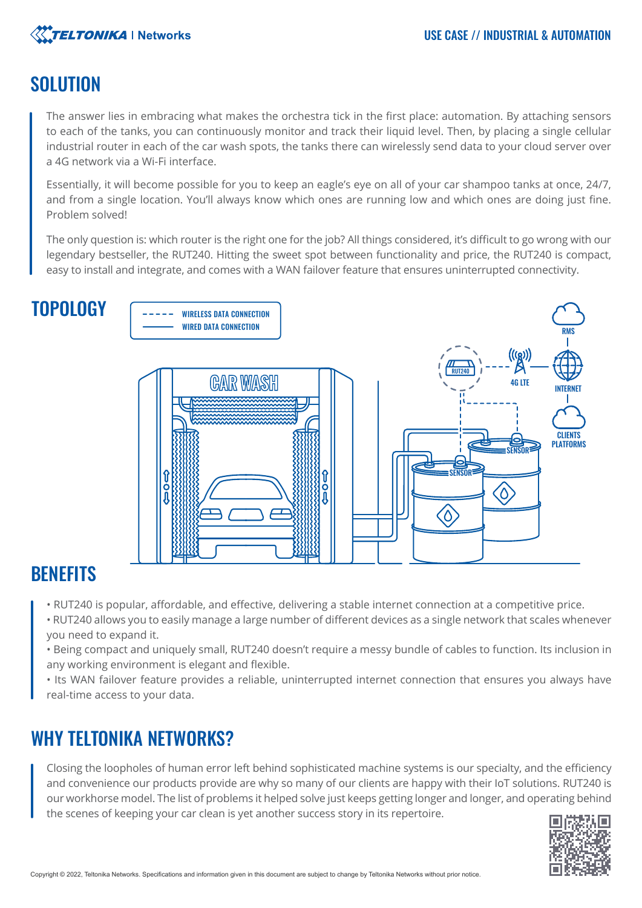## SOLUTION

The answer lies in embracing what makes the orchestra tick in the first place: automation. By attaching sensors to each of the tanks, you can continuously monitor and track their liquid level. Then, by placing a single cellular industrial router in each of the car wash spots, the tanks there can wirelessly send data to your cloud server over a 4G network via a Wi-Fi interface.

Essentially, it will become possible for you to keep an eagle's eye on all of your car shampoo tanks at once, 24/7, and from a single location. You'll always know which ones are running low and which ones are doing just fine. Problem solved!

The only question is: which router is the right one for the job? All things considered, it's difficult to go wrong with our legendary bestseller, the RUT240. Hitting the sweet spot between functionality and price, the RUT240 is compact, easy to install and integrate, and comes with a WAN failover feature that ensures uninterrupted connectivity.

## TOPOLOGY

WIRELESS DATA CONNECTION
WIRED DATA CONNECTION

CAR WASH
RUT240
4G LTE
RMS
INTERNET
CLIENTS PLATFORMS
SENSOR
SENSOR

## BENEFITS

- RUT240 is popular, affordable, and effective, delivering a stable internet connection at a competitive price.
- RUT240 allows you to easily manage a large number of different devices as a single network that scales whenever you need to expand it.
- Being compact and uniquely small, RUT240 doesn't require a messy bundle of cables to function. Its inclusion in any working environment is elegant and flexible.
- Its WAN failover feature provides a reliable, uninterrupted internet connection that ensures you always have real-time access to your data.

## WHY TELTONIKA NETWORKS?

Closing the loopholes of human error left behind sophisticated machine systems is our specialty, and the efficiency and convenience our products provide are why so many of our clients are happy with their IoT solutions. RUT240 is our workhorse model. The list of problems it helped solve just keeps getting longer and longer, and operating behind the scenes of keeping your car clean is yet another success story in its repertoire.

Copyright © 2022, Teltonika Networks. Specifications and information given in this document are subject to change by Teltonika Networks without prior notice.